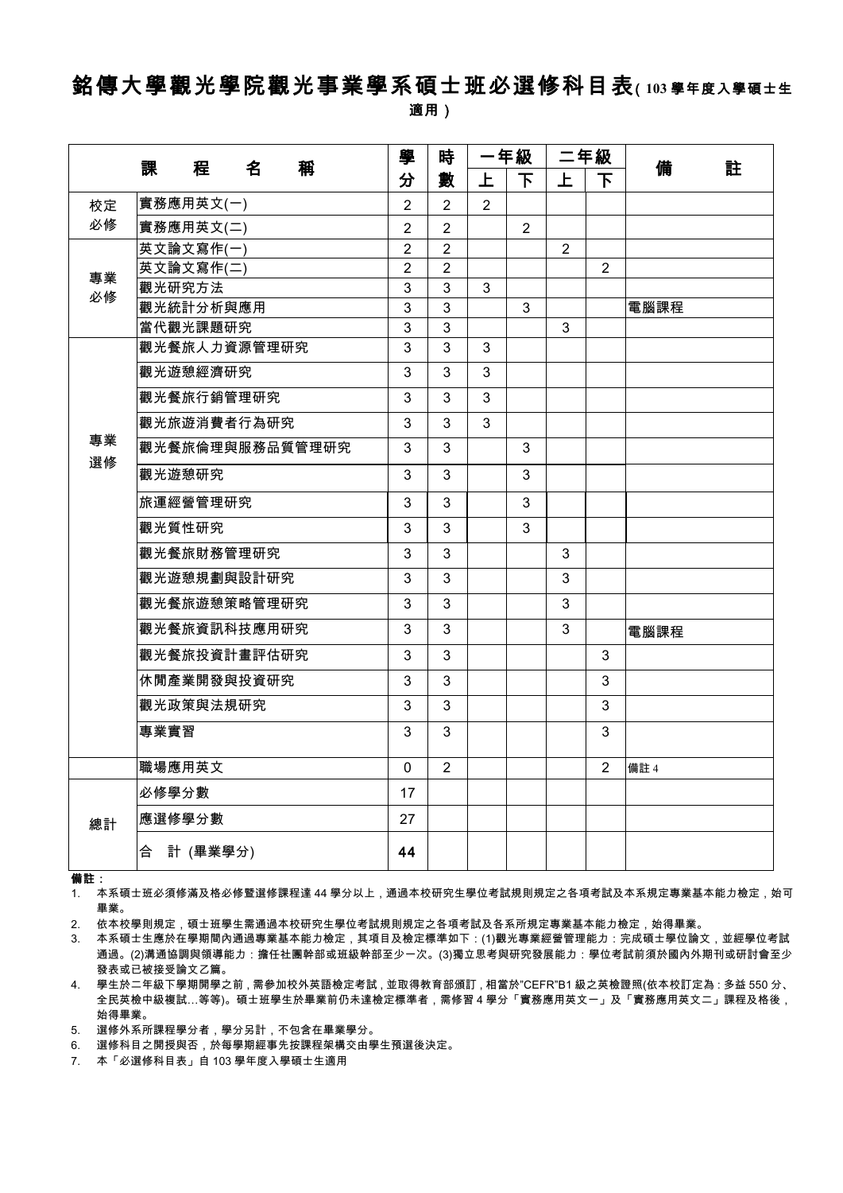# 銘傳大學觀光學院觀光事業學系碩士班必選修科目表(103學年度入學碩士生適用)

| | 課程名稱 | 學分 | 時數 | 一年級 | | 二年級 | | 備註 |
|---|---|---|---|---|---|---|---|---|
| | | | | 上 | 下 | 上 | 下 | |
| 校定必修 | 實務應用英文(一) | 2 | 2 | 2 | | | | |
| | 實務應用英文(二) | 2 | 2 | | 2 | | | |
| 專業必修 | 英文論文寫作(一) | 2 | 2 | | | 2 | | |
| | 英文論文寫作(二) | 2 | 2 | | | | 2 | |
| | 觀光研究方法 | 3 | 3 | 3 | | | | |
| | 觀光統計分析與應用 | 3 | 3 | | 3 | | | 電腦課程 |
| | 當代觀光課題研究 | 3 | 3 | | | 3 | | |
| 專業選修 | 觀光餐旅人力資源管理研究 | 3 | 3 | 3 | | | | |
| | 觀光遊憩經濟研究 | 3 | 3 | 3 | | | | |
| | 觀光餐旅行銷管理研究 | 3 | 3 | 3 | | | | |
| | 觀光旅遊消費者行為研究 | 3 | 3 | 3 | | | | |
| | 觀光餐旅倫理與服務品質管理研究 | 3 | 3 | | 3 | | | |
| | 觀光遊憩研究 | 3 | 3 | | 3 | | | |
| | 旅運經營管理研究 | 3 | 3 | | 3 | | | |
| | 觀光質性研究 | 3 | 3 | | 3 | | | |
| | 觀光餐旅財務管理研究 | 3 | 3 | | | 3 | | |
| | 觀光遊憩規劃與設計研究 | 3 | 3 | | | 3 | | |
| | 觀光餐旅遊憩策略管理研究 | 3 | 3 | | | 3 | | |
| | 觀光餐旅資訊科技應用研究 | 3 | 3 | | | 3 | | 電腦課程 |
| | 觀光餐旅投資計畫評估研究 | 3 | 3 | | | | 3 | |
| | 休閒產業開發與投資研究 | 3 | 3 | | | | 3 | |
| | 觀光政策與法規研究 | 3 | 3 | | | | 3 | |
| | 專業實習 | 3 | 3 | | | | 3 | |
| | 職場應用英文 | 0 | 2 | | | | 2 | 備註 4 |
| 總計 | 必修學分數 | 17 | | | | | | |
| | 應選修學分數 | 27 | | | | | | |
| | 合　計 (畢業學分) | **44** | | | | | | |

**備註：**

1. 本系碩士班必須修滿及格必修暨選修課程達 44 學分以上，通過本校研究生學位考試規則規定之各項考試及本系規定專業基本能力檢定，始可畢業。
2. 依本校學則規定，碩士班學生需通過本校研究生學位考試規則規定之各項考試及各系所規定專業基本能力檢定，始得畢業。
3. 本系碩士生應於在學期間內通過專業基本能力檢定，其項目及檢定標準如下：(1)觀光專業經營管理能力：完成碩士學位論文，並經學位考試通過。(2)溝通協調與領導能力：擔任社團幹部或班級幹部至少一次。(3)獨立思考與研究發展能力：學位考試前須於國內外期刊或研討會至少發表或已被接受論文乙篇。
4. 學生於二年級下學期開學之前，需參加校外英語檢定考試，並取得教育部頒訂，相當於"CEFR"B1 級之英檢證照(依本校訂定為：多益 550 分、全民英檢中級複試…等等)。碩士班學生於畢業前仍未達檢定標準者，需修習 4 學分「實務應用英文一」及「實務應用英文二」課程及格後，始得畢業。
5. 選修外系所課程學分者，學分另計，不包含在畢業學分。
6. 選修科目之開授與否，於每學期經事先按課程架構交由學生預選後決定。
7. 本「必選修科目表」自 103 學年度入學碩士生適用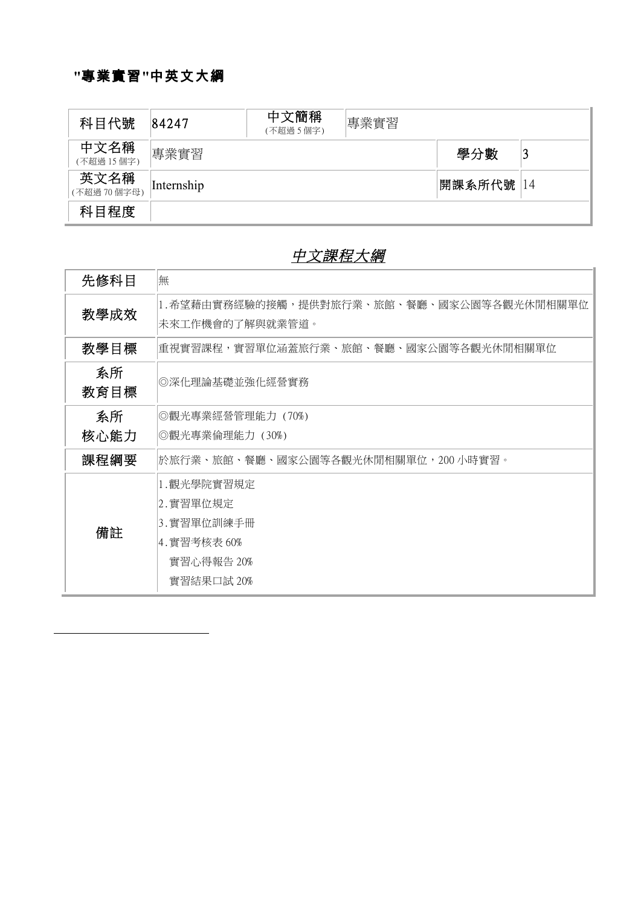# "專業實習"中英文大綱

| 科目代號 | 84247 | 中文簡稱 (不超過 5 個字) | 專業實習 | | |
|---|---|---|---|---|---|
| 中文名稱 (不超過 15 個字) | 專業實習 | | | 學分數 | 3 |
| 英文名稱 (不超過 70 個字母) | Internship | | | 開課系所代號 | 14 |
| 科目程度 | | | | | |

## *中文課程大綱*

| 先修科目 | 無 |
|---|---|
| 教學成效 | 1.希望藉由實務經驗的接觸，提供對旅行業、旅館、餐廳、國家公園等各觀光休閒相關單位未來工作機會的了解與就業管道。 |
| 教學目標 | 重視實習課程，實習單位涵蓋旅行業、旅館、餐廳、國家公園等各觀光休閒相關單位 |
| 系所教育目標 | ◎深化理論基礎並強化經營實務 |
| 系所核心能力 | ◎觀光專業經營管理能力 (70%)<br>◎觀光專業倫理能力 (30%) |
| 課程綱要 | 於旅行業、旅館、餐廳、國家公園等各觀光休閒相關單位，200 小時實習。 |
| 備註 | 1.觀光學院實習規定<br>2.實習單位規定<br>3.實習單位訓練手冊<br>4.實習考核表 60%<br>實習心得報告 20%<br>實習結果口試 20% |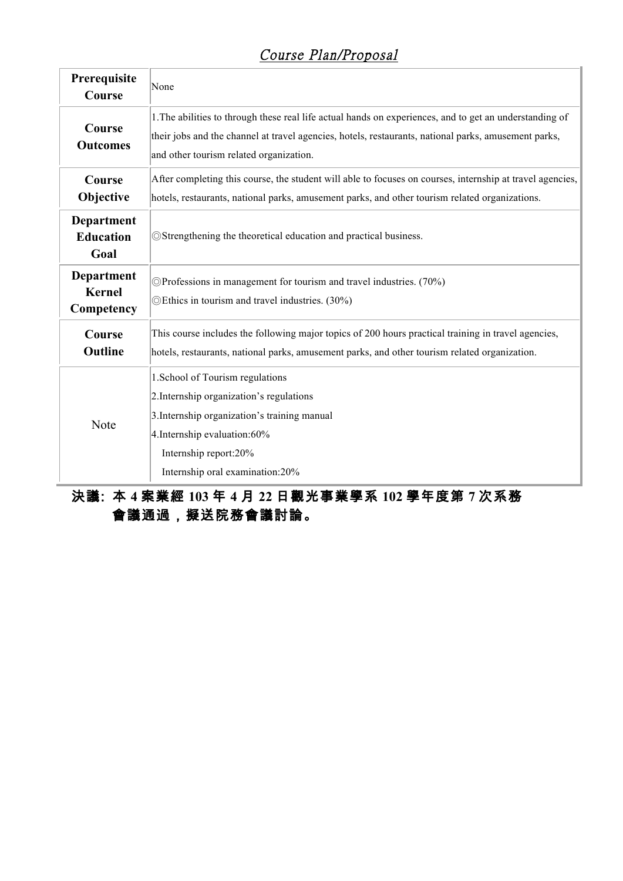## *Course Plan/Proposal*

| | |
|---|---|
| **Prerequisite Course** | None |
| **Course Outcomes** | 1.The abilities to through these real life actual hands on experiences, and to get an understanding of their jobs and the channel at travel agencies, hotels, restaurants, national parks, amusement parks, and other tourism related organization. |
| **Course Objective** | After completing this course, the student will able to focuses on courses, internship at travel agencies, hotels, restaurants, national parks, amusement parks, and other tourism related organizations. |
| **Department Education Goal** | ◎Strengthening the theoretical education and practical business. |
| **Department Kernel Competency** | ◎Professions in management for tourism and travel industries. (70%)<br>◎Ethics in tourism and travel industries. (30%) |
| **Course Outline** | This course includes the following major topics of 200 hours practical training in travel agencies, hotels, restaurants, national parks, amusement parks, and other tourism related organization. |
| Note | 1.School of Tourism regulations<br>2.Internship organization's regulations<br>3.Internship organization's training manual<br>4.Internship evaluation:60%<br>Internship report:20%<br>Internship oral examination:20% |

**決議: 本 4 案業經 103 年 4 月 22 日觀光事業學系 102 學年度第 7 次系務會議通過，擬送院務會議討論。**